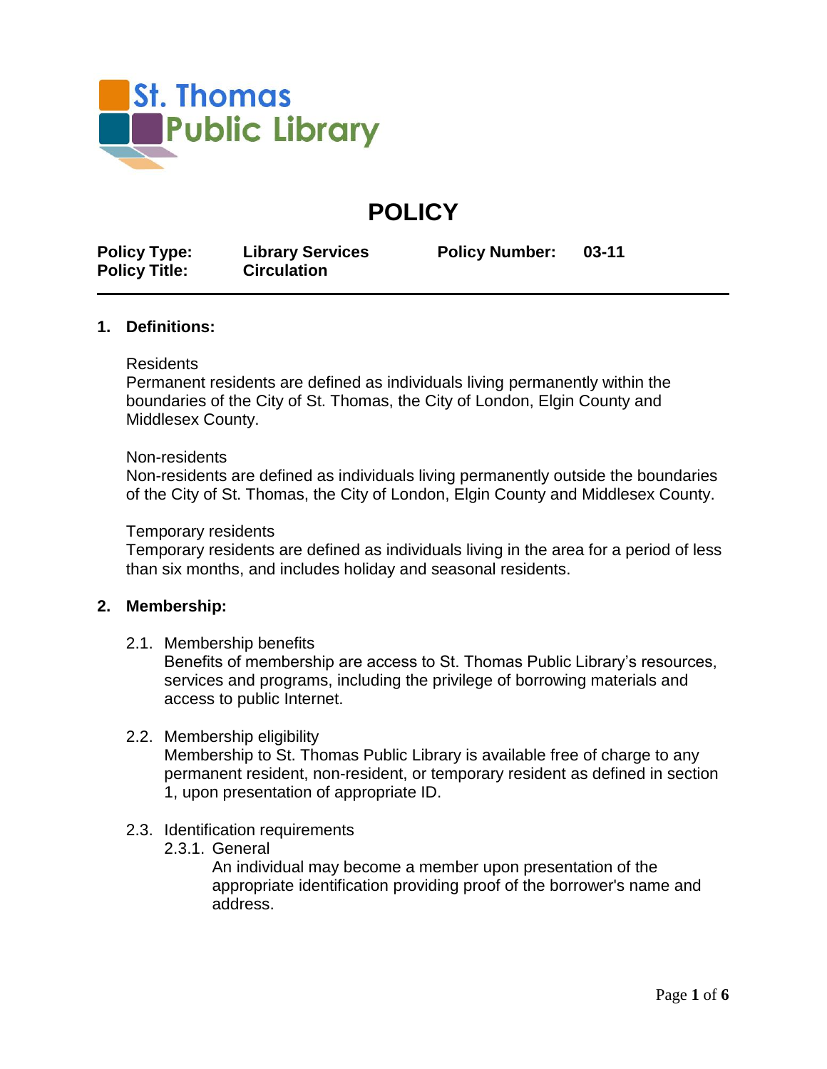St. Thomas Public Library

# POLICY

| **Policy Type:** | **Library Services** | **Policy Number:** | **03-11** |
|---|---|---|---|
| **Policy Title:** | **Circulation** | | |

## 1. Definitions:

Residents

Permanent residents are defined as individuals living permanently within the boundaries of the City of St. Thomas, the City of London, Elgin County and Middlesex County.

Non-residents

Non-residents are defined as individuals living permanently outside the boundaries of the City of St. Thomas, the City of London, Elgin County and Middlesex County.

Temporary residents

Temporary residents are defined as individuals living in the area for a period of less than six months, and includes holiday and seasonal residents.

## 2. Membership:

2.1. Membership benefits

Benefits of membership are access to St. Thomas Public Library's resources, services and programs, including the privilege of borrowing materials and access to public Internet.

2.2. Membership eligibility

Membership to St. Thomas Public Library is available free of charge to any permanent resident, non-resident, or temporary resident as defined in section 1, upon presentation of appropriate ID.

2.3. Identification requirements

2.3.1. General

An individual may become a member upon presentation of the appropriate identification providing proof of the borrower's name and address.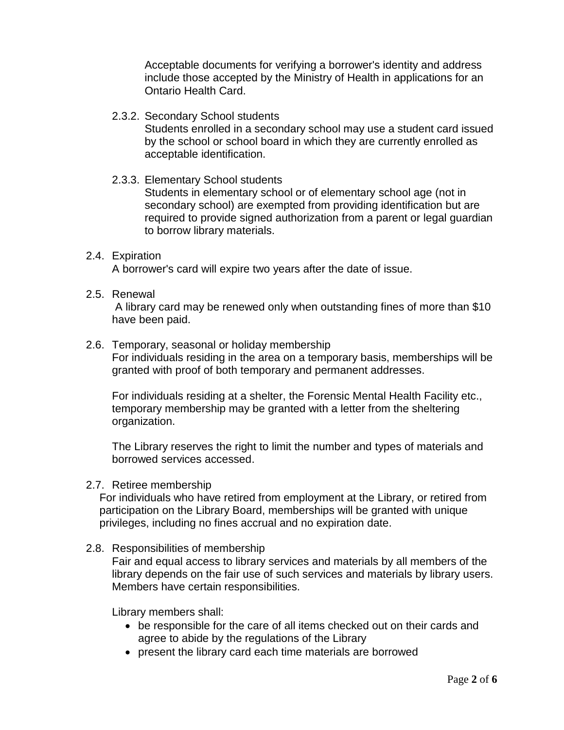Acceptable documents for verifying a borrower's identity and address include those accepted by the Ministry of Health in applications for an Ontario Health Card.

2.3.2. Secondary School students
Students enrolled in a secondary school may use a student card issued by the school or school board in which they are currently enrolled as acceptable identification.

2.3.3. Elementary School students
Students in elementary school or of elementary school age (not in secondary school) are exempted from providing identification but are required to provide signed authorization from a parent or legal guardian to borrow library materials.

2.4. Expiration
A borrower's card will expire two years after the date of issue.

2.5. Renewal
A library card may be renewed only when outstanding fines of more than $10 have been paid.

2.6. Temporary, seasonal or holiday membership
For individuals residing in the area on a temporary basis, memberships will be granted with proof of both temporary and permanent addresses.

For individuals residing at a shelter, the Forensic Mental Health Facility etc., temporary membership may be granted with a letter from the sheltering organization.

The Library reserves the right to limit the number and types of materials and borrowed services accessed.

2.7. Retiree membership
For individuals who have retired from employment at the Library, or retired from participation on the Library Board, memberships will be granted with unique privileges, including no fines accrual and no expiration date.

2.8. Responsibilities of membership
Fair and equal access to library services and materials by all members of the library depends on the fair use of such services and materials by library users. Members have certain responsibilities.

Library members shall:

- be responsible for the care of all items checked out on their cards and agree to abide by the regulations of the Library
- present the library card each time materials are borrowed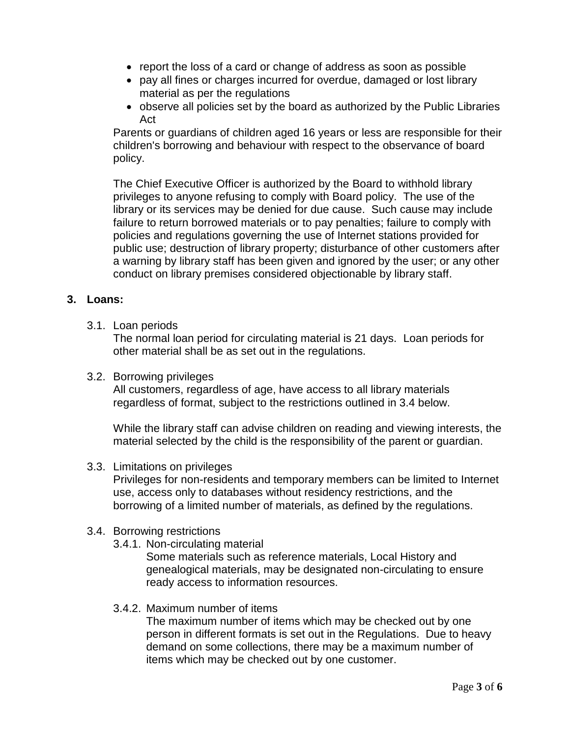- report the loss of a card or change of address as soon as possible
- pay all fines or charges incurred for overdue, damaged or lost library material as per the regulations
- observe all policies set by the board as authorized by the Public Libraries Act

Parents or guardians of children aged 16 years or less are responsible for their children's borrowing and behaviour with respect to the observance of board policy.

The Chief Executive Officer is authorized by the Board to withhold library privileges to anyone refusing to comply with Board policy. The use of the library or its services may be denied for due cause. Such cause may include failure to return borrowed materials or to pay penalties; failure to comply with policies and regulations governing the use of Internet stations provided for public use; destruction of library property; disturbance of other customers after a warning by library staff has been given and ignored by the user; or any other conduct on library premises considered objectionable by library staff.

## 3. Loans:

3.1. Loan periods

The normal loan period for circulating material is 21 days. Loan periods for other material shall be as set out in the regulations.

3.2. Borrowing privileges

All customers, regardless of age, have access to all library materials regardless of format, subject to the restrictions outlined in 3.4 below.

While the library staff can advise children on reading and viewing interests, the material selected by the child is the responsibility of the parent or guardian.

3.3. Limitations on privileges

Privileges for non-residents and temporary members can be limited to Internet use, access only to databases without residency restrictions, and the borrowing of a limited number of materials, as defined by the regulations.

3.4. Borrowing restrictions

3.4.1. Non-circulating material

Some materials such as reference materials, Local History and genealogical materials, may be designated non-circulating to ensure ready access to information resources.

3.4.2. Maximum number of items

The maximum number of items which may be checked out by one person in different formats is set out in the Regulations. Due to heavy demand on some collections, there may be a maximum number of items which may be checked out by one customer.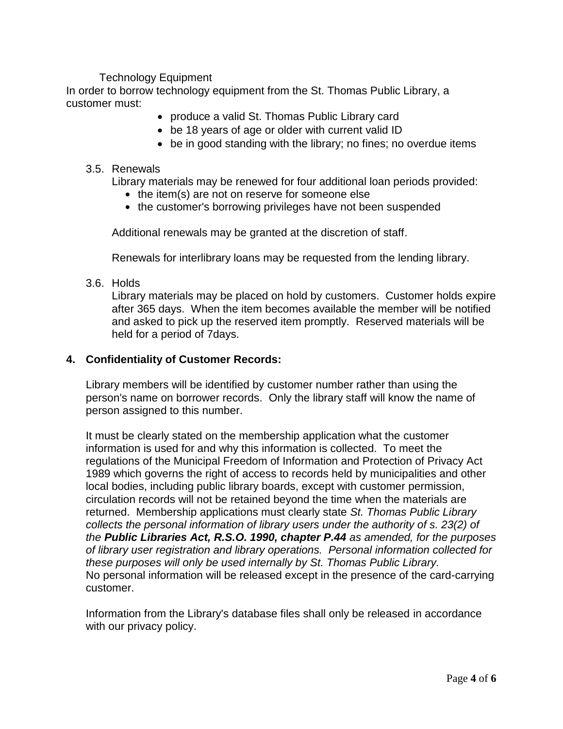Technology Equipment

In order to borrow technology equipment from the St. Thomas Public Library, a customer must:

- produce a valid St. Thomas Public Library card
- be 18 years of age or older with current valid ID
- be in good standing with the library; no fines; no overdue items

3.5. Renewals

Library materials may be renewed for four additional loan periods provided:

- the item(s) are not on reserve for someone else
- the customer's borrowing privileges have not been suspended

Additional renewals may be granted at the discretion of staff.

Renewals for interlibrary loans may be requested from the lending library.

3.6. Holds

Library materials may be placed on hold by customers. Customer holds expire after 365 days. When the item becomes available the member will be notified and asked to pick up the reserved item promptly. Reserved materials will be held for a period of 7days.

## 4. Confidentiality of Customer Records:

Library members will be identified by customer number rather than using the person's name on borrower records. Only the library staff will know the name of person assigned to this number.

It must be clearly stated on the membership application what the customer information is used for and why this information is collected. To meet the regulations of the Municipal Freedom of Information and Protection of Privacy Act 1989 which governs the right of access to records held by municipalities and other local bodies, including public library boards, except with customer permission, circulation records will not be retained beyond the time when the materials are returned. Membership applications must clearly state *St. Thomas Public Library collects the personal information of library users under the authority of s. 23(2) of the **Public Libraries Act, R.S.O. 1990, chapter P.44** as amended, for the purposes of library user registration and library operations. Personal information collected for these purposes will only be used internally by St. Thomas Public Library.*
No personal information will be released except in the presence of the card-carrying customer.

Information from the Library's database files shall only be released in accordance with our privacy policy.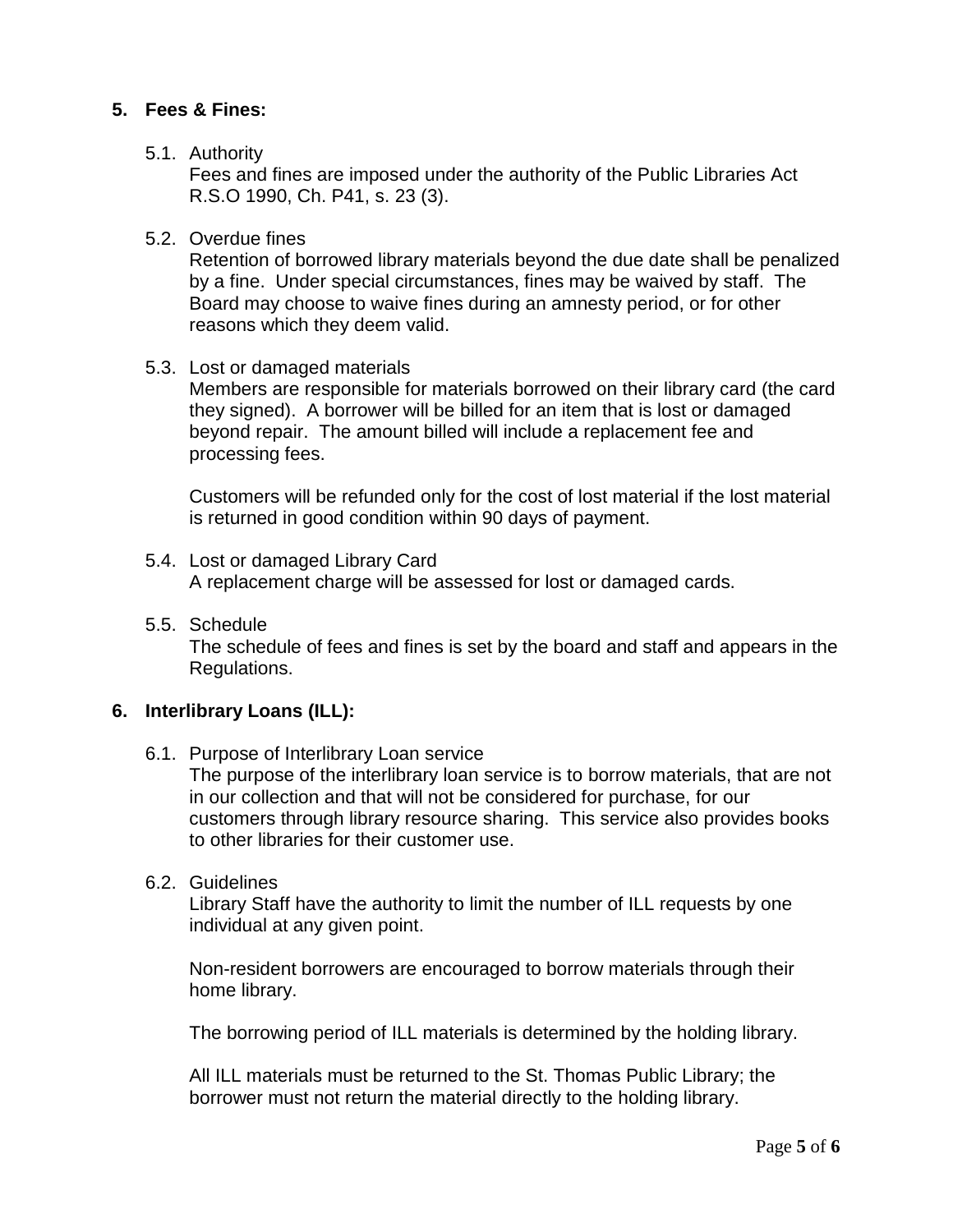## 5. Fees & Fines:

### 5.1. Authority

Fees and fines are imposed under the authority of the Public Libraries Act R.S.O 1990, Ch. P41, s. 23 (3).

### 5.2. Overdue fines

Retention of borrowed library materials beyond the due date shall be penalized by a fine. Under special circumstances, fines may be waived by staff. The Board may choose to waive fines during an amnesty period, or for other reasons which they deem valid.

### 5.3. Lost or damaged materials

Members are responsible for materials borrowed on their library card (the card they signed). A borrower will be billed for an item that is lost or damaged beyond repair. The amount billed will include a replacement fee and processing fees.

Customers will be refunded only for the cost of lost material if the lost material is returned in good condition within 90 days of payment.

### 5.4. Lost or damaged Library Card

A replacement charge will be assessed for lost or damaged cards.

### 5.5. Schedule

The schedule of fees and fines is set by the board and staff and appears in the Regulations.

## 6. Interlibrary Loans (ILL):

### 6.1. Purpose of Interlibrary Loan service

The purpose of the interlibrary loan service is to borrow materials, that are not in our collection and that will not be considered for purchase, for our customers through library resource sharing. This service also provides books to other libraries for their customer use.

### 6.2. Guidelines

Library Staff have the authority to limit the number of ILL requests by one individual at any given point.

Non-resident borrowers are encouraged to borrow materials through their home library.

The borrowing period of ILL materials is determined by the holding library.

All ILL materials must be returned to the St. Thomas Public Library; the borrower must not return the material directly to the holding library.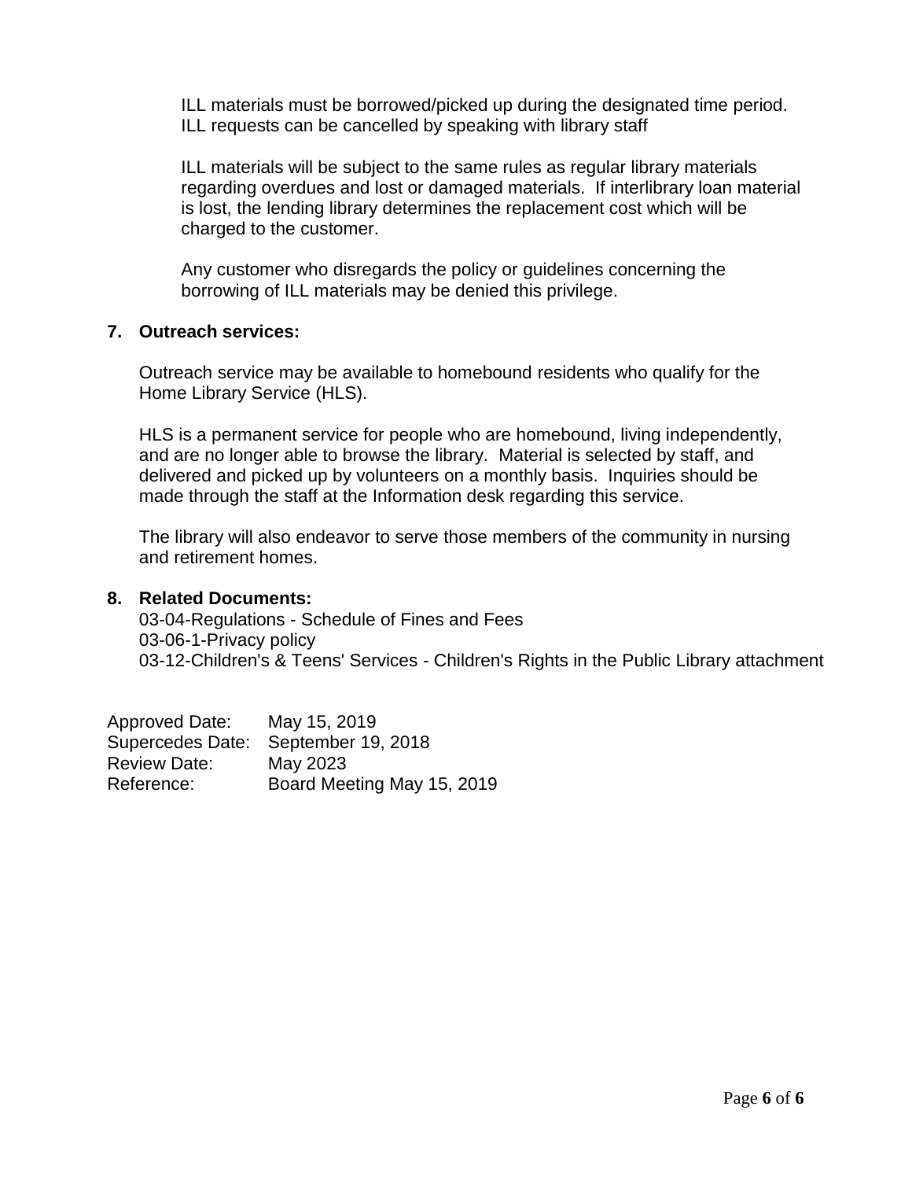ILL materials must be borrowed/picked up during the designated time period. ILL requests can be cancelled by speaking with library staff

ILL materials will be subject to the same rules as regular library materials regarding overdues and lost or damaged materials. If interlibrary loan material is lost, the lending library determines the replacement cost which will be charged to the customer.

Any customer who disregards the policy or guidelines concerning the borrowing of ILL materials may be denied this privilege.

**7. Outreach services:**

Outreach service may be available to homebound residents who qualify for the Home Library Service (HLS).

HLS is a permanent service for people who are homebound, living independently, and are no longer able to browse the library. Material is selected by staff, and delivered and picked up by volunteers on a monthly basis. Inquiries should be made through the staff at the Information desk regarding this service.

The library will also endeavor to serve those members of the community in nursing and retirement homes.

**8. Related Documents:**

03-04-Regulations - Schedule of Fines and Fees
03-06-1-Privacy policy
03-12-Children's & Teens' Services - Children's Rights in the Public Library attachment

| | |
|---|---|
| Approved Date: | May 15, 2019 |
| Supercedes Date: | September 19, 2018 |
| Review Date: | May 2023 |
| Reference: | Board Meeting May 15, 2019 |